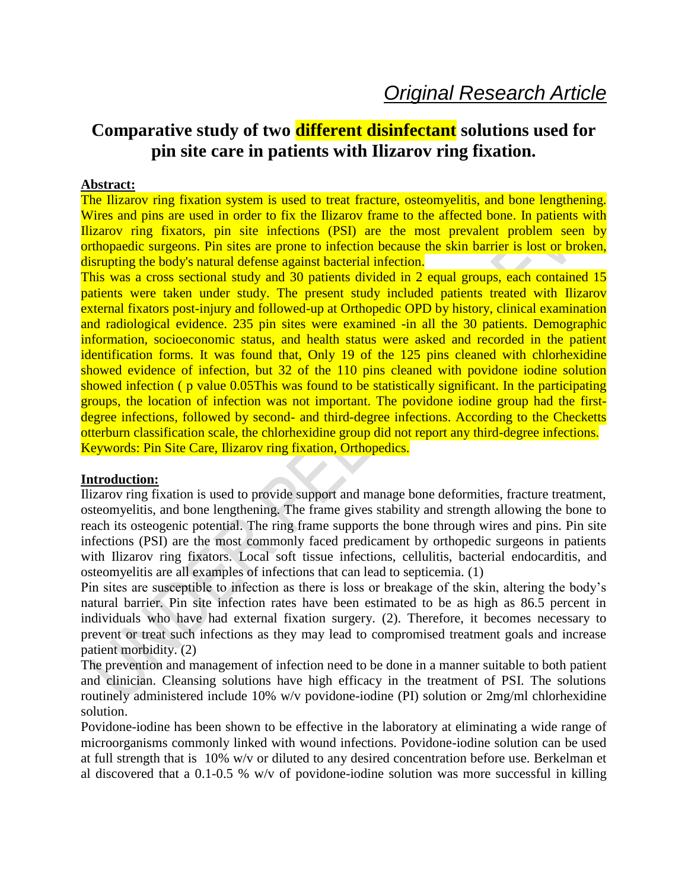*Original Research Article*

# Comparative study of two different disinfectant solutions used for pin site care in patients with Ilizarov ring fixation.

**Abstract:**

The Ilizarov ring fixation system is used to treat fracture, osteomyelitis, and bone lengthening. Wires and pins are used in order to fix the Ilizarov frame to the affected bone. In patients with Ilizarov ring fixators, pin site infections (PSI) are the most prevalent problem seen by orthopaedic surgeons. Pin sites are prone to infection because the skin barrier is lost or broken, disrupting the body's natural defense against bacterial infection.

This was a cross sectional study and 30 patients divided in 2 equal groups, each contained 15 patients were taken under study. The present study included patients treated with Ilizarov external fixators post-injury and followed-up at Orthopedic OPD by history, clinical examination and radiological evidence. 235 pin sites were examined -in all the 30 patients. Demographic information, socioeconomic status, and health status were asked and recorded in the patient identification forms. It was found that, Only 19 of the 125 pins cleaned with chlorhexidine showed evidence of infection, but 32 of the 110 pins cleaned with povidone iodine solution showed infection ( p value 0.05This was found to be statistically significant. In the participating groups, the location of infection was not important. The povidone iodine group had the first-degree infections, followed by second- and third-degree infections. According to the Checketts otterburn classification scale, the chlorhexidine group did not report any third-degree infections.

Keywords: Pin Site Care, Ilizarov ring fixation, Orthopedics.

**Introduction:**

Ilizarov ring fixation is used to provide support and manage bone deformities, fracture treatment, osteomyelitis, and bone lengthening. The frame gives stability and strength allowing the bone to reach its osteogenic potential. The ring frame supports the bone through wires and pins. Pin site infections (PSI) are the most commonly faced predicament by orthopedic surgeons in patients with Ilizarov ring fixators. Local soft tissue infections, cellulitis, bacterial endocarditis, and osteomyelitis are all examples of infections that can lead to septicemia. (1)

Pin sites are susceptible to infection as there is loss or breakage of the skin, altering the body's natural barrier. Pin site infection rates have been estimated to be as high as 86.5 percent in individuals who have had external fixation surgery. (2). Therefore, it becomes necessary to prevent or treat such infections as they may lead to compromised treatment goals and increase patient morbidity. (2)

The prevention and management of infection need to be done in a manner suitable to both patient and clinician. Cleansing solutions have high efficacy in the treatment of PSI. The solutions routinely administered include 10% w/v povidone-iodine (PI) solution or 2mg/ml chlorhexidine solution.

Povidone-iodine has been shown to be effective in the laboratory at eliminating a wide range of microorganisms commonly linked with wound infections. Povidone-iodine solution can be used at full strength that is 10% w/v or diluted to any desired concentration before use. Berkelman et al discovered that a 0.1-0.5 % w/v of povidone-iodine solution was more successful in killing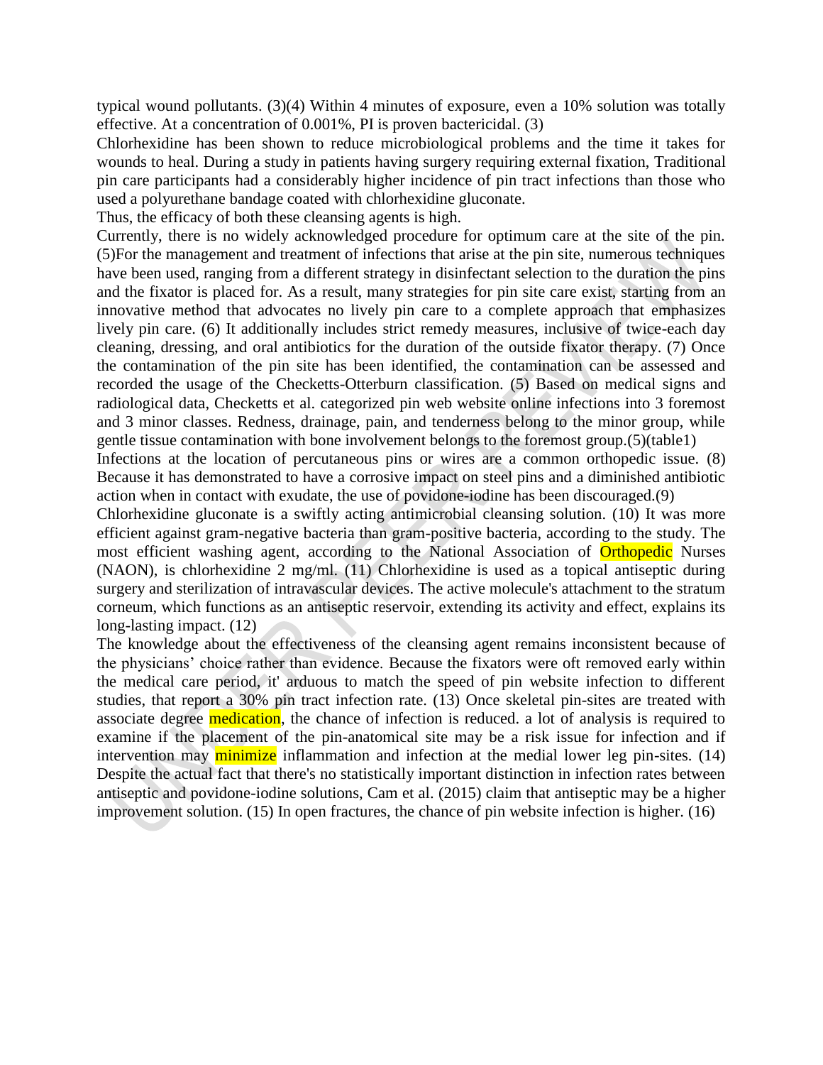typical wound pollutants. (3)(4) Within 4 minutes of exposure, even a 10% solution was totally effective. At a concentration of 0.001%, PI is proven bactericidal. (3)

Chlorhexidine has been shown to reduce microbiological problems and the time it takes for wounds to heal. During a study in patients having surgery requiring external fixation, Traditional pin care participants had a considerably higher incidence of pin tract infections than those who used a polyurethane bandage coated with chlorhexidine gluconate.

Thus, the efficacy of both these cleansing agents is high.

Currently, there is no widely acknowledged procedure for optimum care at the site of the pin. (5)For the management and treatment of infections that arise at the pin site, numerous techniques have been used, ranging from a different strategy in disinfectant selection to the duration the pins and the fixator is placed for. As a result, many strategies for pin site care exist, starting from an innovative method that advocates no lively pin care to a complete approach that emphasizes lively pin care. (6) It additionally includes strict remedy measures, inclusive of twice-each day cleaning, dressing, and oral antibiotics for the duration of the outside fixator therapy. (7) Once the contamination of the pin site has been identified, the contamination can be assessed and recorded the usage of the Checketts-Otterburn classification. (5) Based on medical signs and radiological data, Checketts et al. categorized pin web website online infections into 3 foremost and 3 minor classes. Redness, drainage, pain, and tenderness belong to the minor group, while gentle tissue contamination with bone involvement belongs to the foremost group.(5)(table1)

Infections at the location of percutaneous pins or wires are a common orthopedic issue. (8) Because it has demonstrated to have a corrosive impact on steel pins and a diminished antibiotic action when in contact with exudate, the use of povidone-iodine has been discouraged.(9)

Chlorhexidine gluconate is a swiftly acting antimicrobial cleansing solution. (10) It was more efficient against gram-negative bacteria than gram-positive bacteria, according to the study. The most efficient washing agent, according to the National Association of Orthopedic Nurses (NAON), is chlorhexidine 2 mg/ml. (11) Chlorhexidine is used as a topical antiseptic during surgery and sterilization of intravascular devices. The active molecule's attachment to the stratum corneum, which functions as an antiseptic reservoir, extending its activity and effect, explains its long-lasting impact. (12)

The knowledge about the effectiveness of the cleansing agent remains inconsistent because of the physicians' choice rather than evidence. Because the fixators were oft removed early within the medical care period, it' arduous to match the speed of pin website infection to different studies, that report a 30% pin tract infection rate. (13) Once skeletal pin-sites are treated with associate degree medication, the chance of infection is reduced. a lot of analysis is required to examine if the placement of the pin-anatomical site may be a risk issue for infection and if intervention may minimize inflammation and infection at the medial lower leg pin-sites. (14) Despite the actual fact that there's no statistically important distinction in infection rates between antiseptic and povidone-iodine solutions, Cam et al. (2015) claim that antiseptic may be a higher improvement solution. (15) In open fractures, the chance of pin website infection is higher. (16)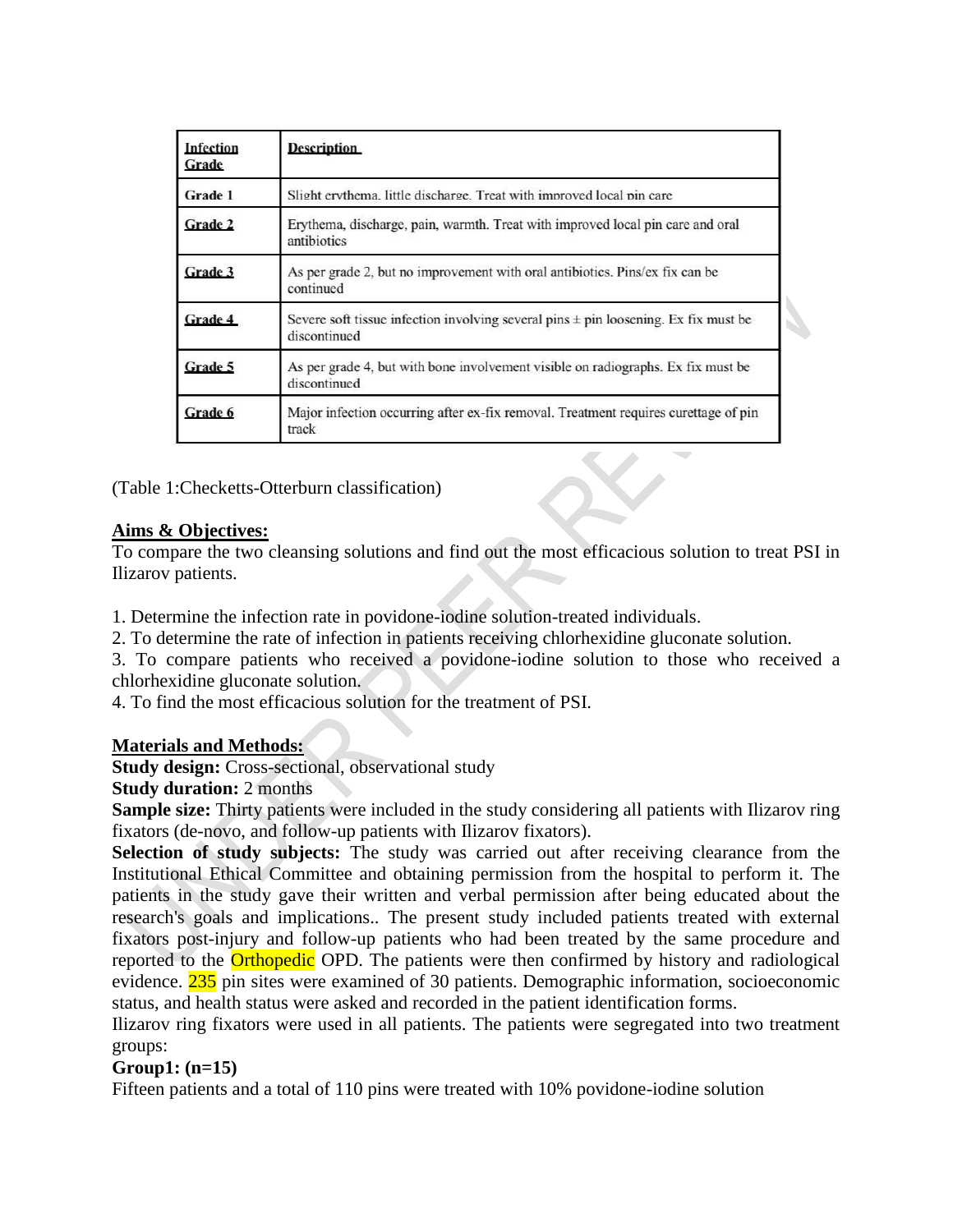| Infection Grade | Description |
|---|---|
| Grade 1 | Slight erythema, little discharge. Treat with improved local pin care |
| Grade 2 | Erythema, discharge, pain, warmth. Treat with improved local pin care and oral antibiotics |
| Grade 3 | As per grade 2, but no improvement with oral antibiotics. Pins/ex fix can be continued |
| Grade 4 | Severe soft tissue infection involving several pins ± pin loosening. Ex fix must be discontinued |
| Grade 5 | As per grade 4, but with bone involvement visible on radiographs. Ex fix must be discontinued |
| Grade 6 | Major infection occurring after ex-fix removal. Treatment requires curettage of pin track |

(Table 1:Checketts-Otterburn classification)

**Aims & Objectives:**

To compare the two cleansing solutions and find out the most efficacious solution to treat PSI in Ilizarov patients.

1. Determine the infection rate in povidone-iodine solution-treated individuals.
2. To determine the rate of infection in patients receiving chlorhexidine gluconate solution.
3. To compare patients who received a povidone-iodine solution to those who received a chlorhexidine gluconate solution.
4. To find the most efficacious solution for the treatment of PSI.

**Materials and Methods:**

**Study design:** Cross-sectional, observational study

**Study duration:** 2 months

**Sample size:** Thirty patients were included in the study considering all patients with Ilizarov ring fixators (de-novo, and follow-up patients with Ilizarov fixators).

**Selection of study subjects:** The study was carried out after receiving clearance from the Institutional Ethical Committee and obtaining permission from the hospital to perform it. The patients in the study gave their written and verbal permission after being educated about the research's goals and implications.. The present study included patients treated with external fixators post-injury and follow-up patients who had been treated by the same procedure and reported to the Orthopedic OPD. The patients were then confirmed by history and radiological evidence. 235 pin sites were examined of 30 patients. Demographic information, socioeconomic status, and health status were asked and recorded in the patient identification forms.

Ilizarov ring fixators were used in all patients. The patients were segregated into two treatment groups:

**Group1: (n=15)**

Fifteen patients and a total of 110 pins were treated with 10% povidone-iodine solution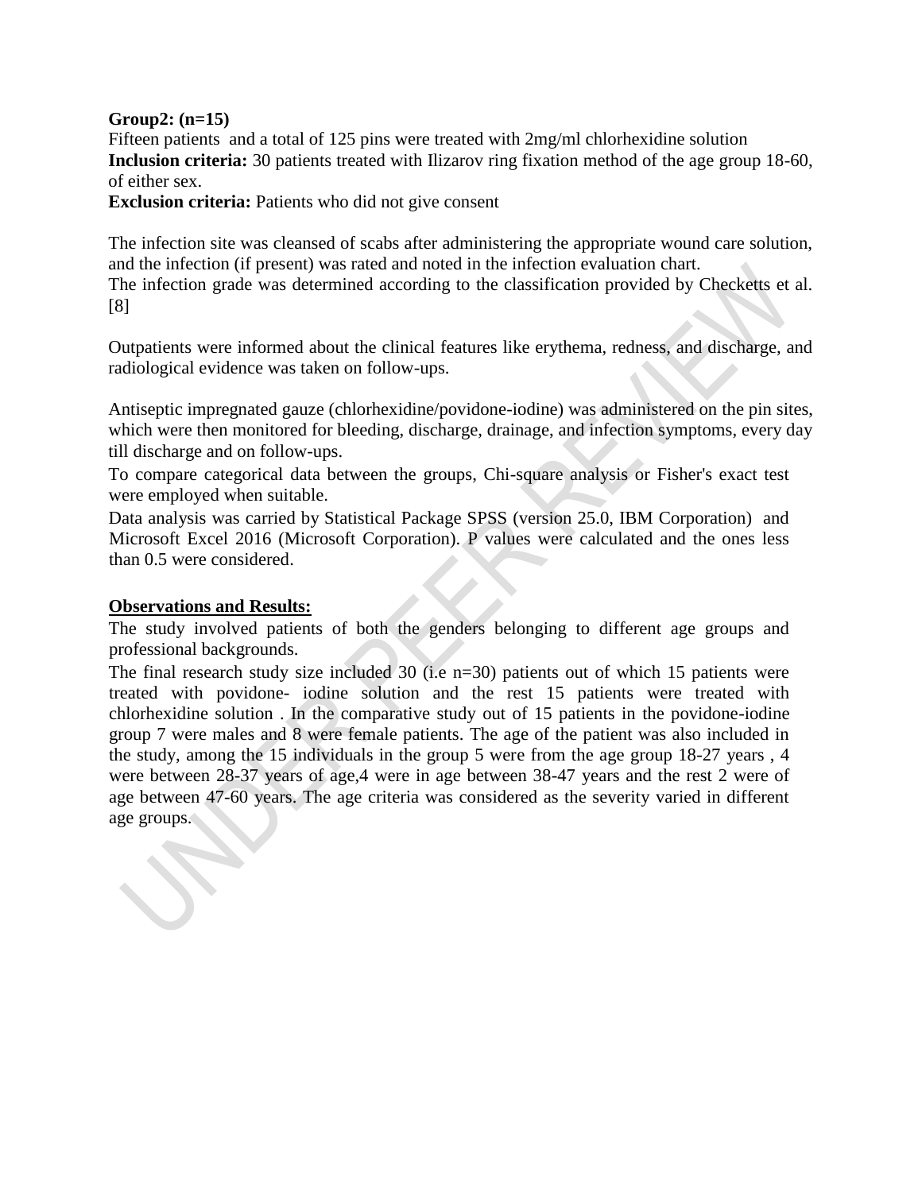**Group2: (n=15)**

Fifteen patients and a total of 125 pins were treated with 2mg/ml chlorhexidine solution

**Inclusion criteria:** 30 patients treated with Ilizarov ring fixation method of the age group 18-60, of either sex.

**Exclusion criteria:** Patients who did not give consent

The infection site was cleansed of scabs after administering the appropriate wound care solution, and the infection (if present) was rated and noted in the infection evaluation chart.

The infection grade was determined according to the classification provided by Checketts et al. [8]

Outpatients were informed about the clinical features like erythema, redness, and discharge, and radiological evidence was taken on follow-ups.

Antiseptic impregnated gauze (chlorhexidine/povidone-iodine) was administered on the pin sites, which were then monitored for bleeding, discharge, drainage, and infection symptoms, every day till discharge and on follow-ups.

To compare categorical data between the groups, Chi-square analysis or Fisher's exact test were employed when suitable.

Data analysis was carried by Statistical Package SPSS (version 25.0, IBM Corporation) and Microsoft Excel 2016 (Microsoft Corporation). P values were calculated and the ones less than 0.5 were considered.

**Observations and Results:**

The study involved patients of both the genders belonging to different age groups and professional backgrounds.

The final research study size included 30 (i.e n=30) patients out of which 15 patients were treated with povidone- iodine solution and the rest 15 patients were treated with chlorhexidine solution . In the comparative study out of 15 patients in the povidone-iodine group 7 were males and 8 were female patients. The age of the patient was also included in the study, among the 15 individuals in the group 5 were from the age group 18-27 years , 4 were between 28-37 years of age,4 were in age between 38-47 years and the rest 2 were of age between 47-60 years. The age criteria was considered as the severity varied in different age groups.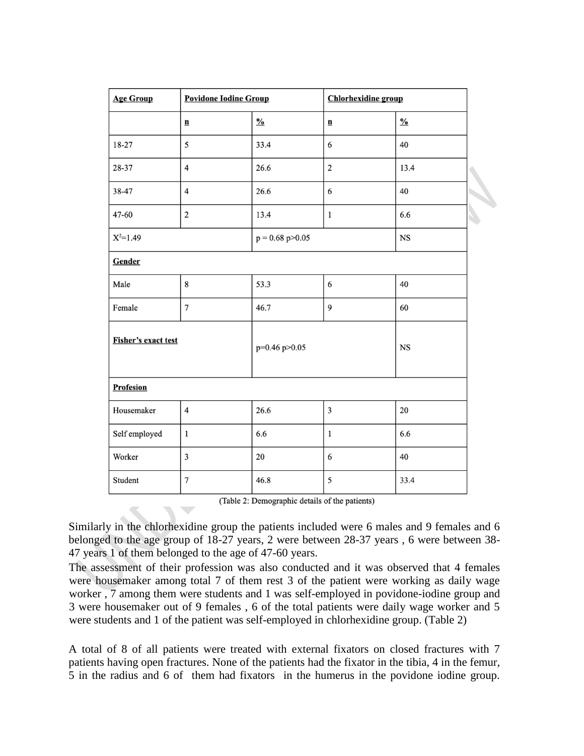| **Age Group** | **Povidone Iodine Group** | | **Chlorhexidine group** | |
|---|---|---|---|---|
| | **n** | **%** | **n** | **%** |
| 18-27 | 5 | 33.4 | 6 | 40 |
| 28-37 | 4 | 26.6 | 2 | 13.4 |
| 38-47 | 4 | 26.6 | 6 | 40 |
| 47-60 | 2 | 13.4 | 1 | 6.6 |
| $X^2$=1.49 | | p = 0.68 p>0.05 | | NS |
| **Gender** | | | | |
| Male | 8 | 53.3 | 6 | 40 |
| Female | 7 | 46.7 | 9 | 60 |
| **Fisher's exact test** | | p=0.46 p>0.05 | | NS |
| **Profesion** | | | | |
| Housemaker | 4 | 26.6 | 3 | 20 |
| Self employed | 1 | 6.6 | 1 | 6.6 |
| Worker | 3 | 20 | 6 | 40 |
| Student | 7 | 46.8 | 5 | 33.4 |

(Table 2: Demographic details of the patients)

Similarly in the chlorhexidine group the patients included were 6 males and 9 females and 6 belonged to the age group of 18-27 years, 2 were between 28-37 years , 6 were between 38-47 years 1 of them belonged to the age of 47-60 years.

The assessment of their profession was also conducted and it was observed that 4 females were housemaker among total 7 of them rest 3 of the patient were working as daily wage worker , 7 among them were students and 1 was self-employed in povidone-iodine group and 3 were housemaker out of 9 females , 6 of the total patients were daily wage worker and 5 were students and 1 of the patient was self-employed in chlorhexidine group. (Table 2)

A total of 8 of all patients were treated with external fixators on closed fractures with 7 patients having open fractures. None of the patients had the fixator in the tibia, 4 in the femur, 5 in the radius and 6 of them had fixators in the humerus in the povidone iodine group.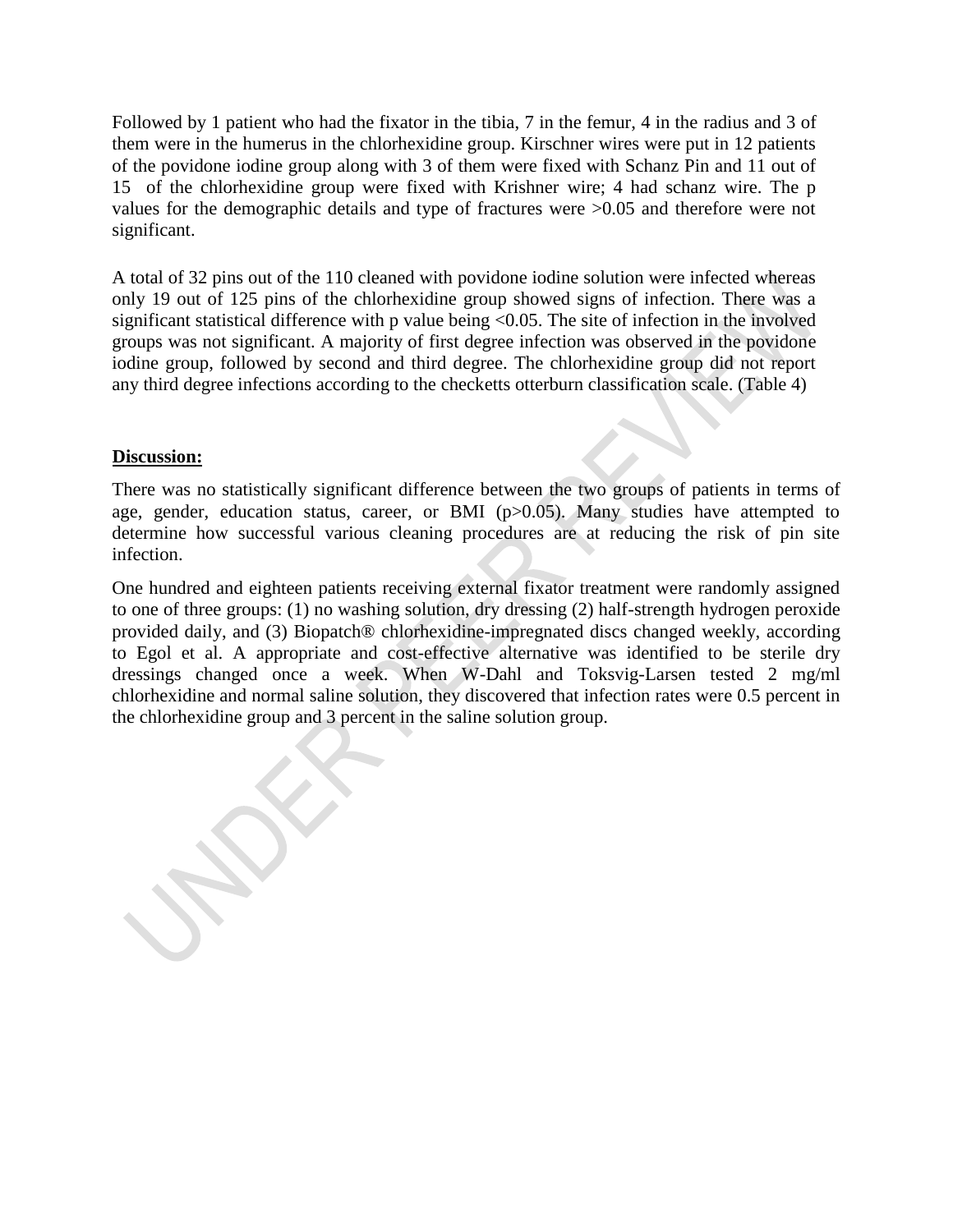Followed by 1 patient who had the fixator in the tibia, 7 in the femur, 4 in the radius and 3 of them were in the humerus in the chlorhexidine group. Kirschner wires were put in 12 patients of the povidone iodine group along with 3 of them were fixed with Schanz Pin and 11 out of 15 of the chlorhexidine group were fixed with Krishner wire; 4 had schanz wire. The p values for the demographic details and type of fractures were >0.05 and therefore were not significant.

A total of 32 pins out of the 110 cleaned with povidone iodine solution were infected whereas only 19 out of 125 pins of the chlorhexidine group showed signs of infection. There was a significant statistical difference with p value being <0.05. The site of infection in the involved groups was not significant. A majority of first degree infection was observed in the povidone iodine group, followed by second and third degree. The chlorhexidine group did not report any third degree infections according to the checketts otterburn classification scale. (Table 4)

## Discussion:

There was no statistically significant difference between the two groups of patients in terms of age, gender, education status, career, or BMI (p>0.05). Many studies have attempted to determine how successful various cleaning procedures are at reducing the risk of pin site infection.

One hundred and eighteen patients receiving external fixator treatment were randomly assigned to one of three groups: (1) no washing solution, dry dressing (2) half-strength hydrogen peroxide provided daily, and (3) Biopatch® chlorhexidine-impregnated discs changed weekly, according to Egol et al. A appropriate and cost-effective alternative was identified to be sterile dry dressings changed once a week. When W-Dahl and Toksvig-Larsen tested 2 mg/ml chlorhexidine and normal saline solution, they discovered that infection rates were 0.5 percent in the chlorhexidine group and 3 percent in the saline solution group.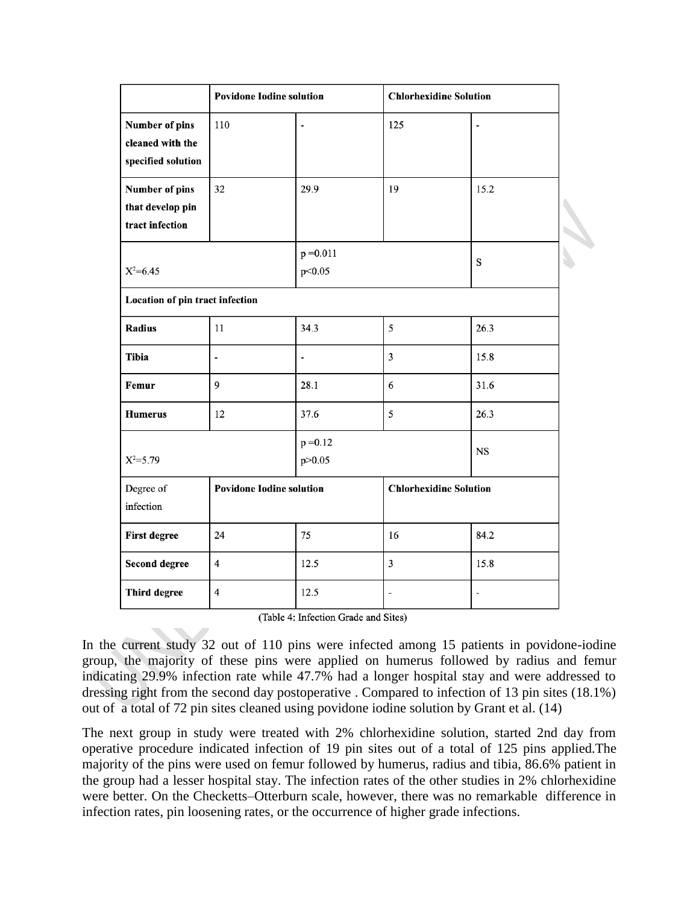| | Povidone Iodine solution | | Chlorhexidine Solution | |
|---|---|---|---|---|
| **Number of pins cleaned with the specified solution** | 110 | - | 125 | - |
| **Number of pins that develop pin tract infection** | 32 | 29.9 | 19 | 15.2 |
| $X^2$=6.45 | | p =0.011 p<0.05 | | S |
| **Location of pin tract infection** | | | | |
| **Radius** | 11 | 34.3 | 5 | 26.3 |
| **Tibia** | - | - | 3 | 15.8 |
| **Femur** | 9 | 28.1 | 6 | 31.6 |
| **Humerus** | 12 | 37.6 | 5 | 26.3 |
| $X^2$=5.79 | | p =0.12 p>0.05 | | NS |
| Degree of infection | **Povidone Iodine solution** | | **Chlorhexidine Solution** | |
| **First degree** | 24 | 75 | 16 | 84.2 |
| **Second degree** | 4 | 12.5 | 3 | 15.8 |
| **Third degree** | 4 | 12.5 | - | - |

(Table 4: Infection Grade and Sites)

In the current study 32 out of 110 pins were infected among 15 patients in povidone-iodine group, the majority of these pins were applied on humerus followed by radius and femur indicating 29.9% infection rate while 47.7% had a longer hospital stay and were addressed to dressing right from the second day postoperative . Compared to infection of 13 pin sites (18.1%) out of a total of 72 pin sites cleaned using povidone iodine solution by Grant et al. (14)

The next group in study were treated with 2% chlorhexidine solution, started 2nd day from operative procedure indicated infection of 19 pin sites out of a total of 125 pins applied.The majority of the pins were used on femur followed by humerus, radius and tibia, 86.6% patient in the group had a lesser hospital stay. The infection rates of the other studies in 2% chlorhexidine were better. On the Checketts–Otterburn scale, however, there was no remarkable difference in infection rates, pin loosening rates, or the occurrence of higher grade infections.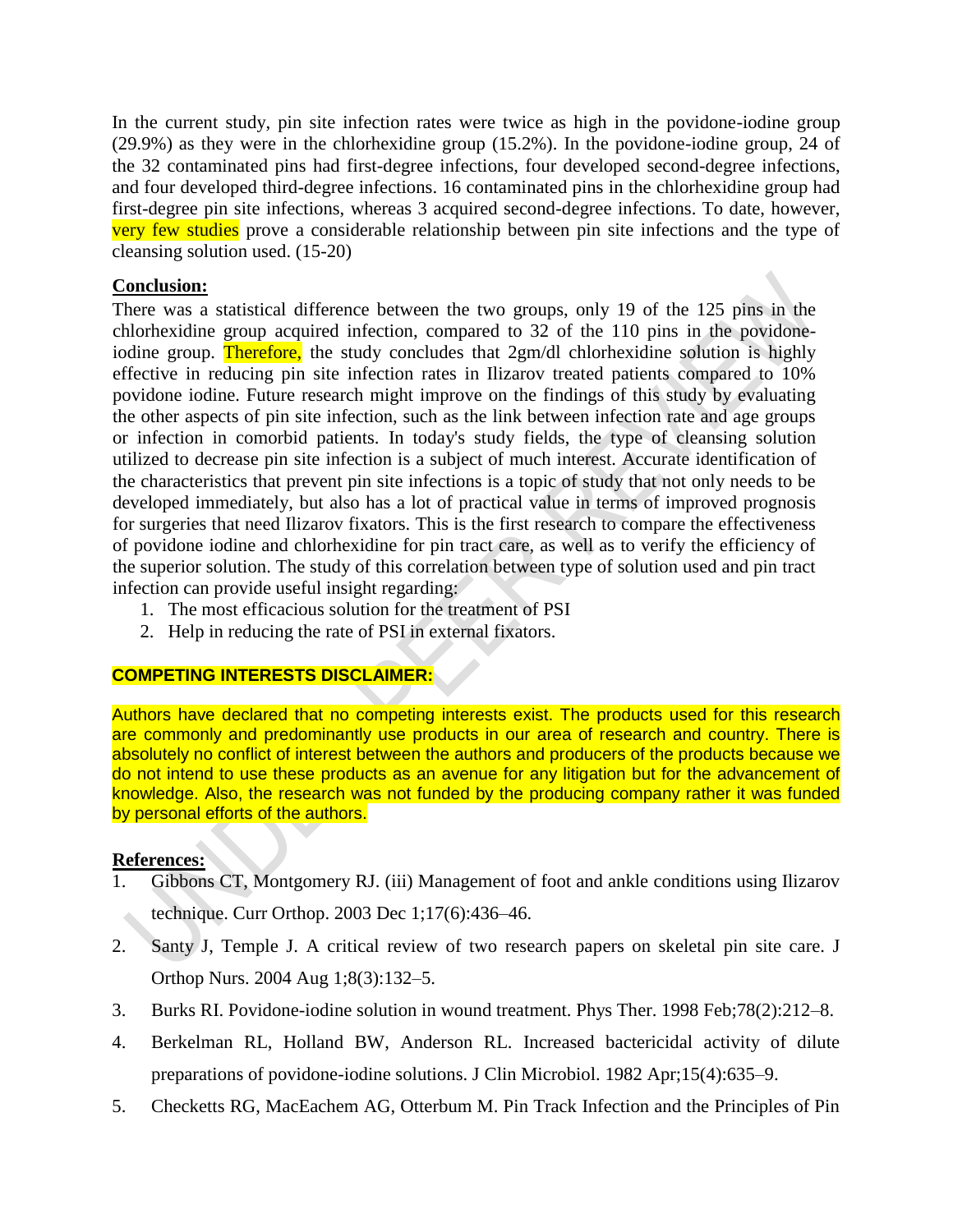In the current study, pin site infection rates were twice as high in the povidone-iodine group (29.9%) as they were in the chlorhexidine group (15.2%). In the povidone-iodine group, 24 of the 32 contaminated pins had first-degree infections, four developed second-degree infections, and four developed third-degree infections. 16 contaminated pins in the chlorhexidine group had first-degree pin site infections, whereas 3 acquired second-degree infections. To date, however, very few studies prove a considerable relationship between pin site infections and the type of cleansing solution used. (15-20)

**Conclusion:**

There was a statistical difference between the two groups, only 19 of the 125 pins in the chlorhexidine group acquired infection, compared to 32 of the 110 pins in the povidone-iodine group. Therefore, the study concludes that 2gm/dl chlorhexidine solution is highly effective in reducing pin site infection rates in Ilizarov treated patients compared to 10% povidone iodine. Future research might improve on the findings of this study by evaluating the other aspects of pin site infection, such as the link between infection rate and age groups or infection in comorbid patients. In today's study fields, the type of cleansing solution utilized to decrease pin site infection is a subject of much interest. Accurate identification of the characteristics that prevent pin site infections is a topic of study that not only needs to be developed immediately, but also has a lot of practical value in terms of improved prognosis for surgeries that need Ilizarov fixators. This is the first research to compare the effectiveness of povidone iodine and chlorhexidine for pin tract care, as well as to verify the efficiency of the superior solution. The study of this correlation between type of solution used and pin tract infection can provide useful insight regarding:

1. The most efficacious solution for the treatment of PSI
2. Help in reducing the rate of PSI in external fixators.

**COMPETING INTERESTS DISCLAIMER:**

Authors have declared that no competing interests exist. The products used for this research are commonly and predominantly use products in our area of research and country. There is absolutely no conflict of interest between the authors and producers of the products because we do not intend to use these products as an avenue for any litigation but for the advancement of knowledge. Also, the research was not funded by the producing company rather it was funded by personal efforts of the authors.

**References:**

1. Gibbons CT, Montgomery RJ. (iii) Management of foot and ankle conditions using Ilizarov technique. Curr Orthop. 2003 Dec 1;17(6):436–46.
2. Santy J, Temple J. A critical review of two research papers on skeletal pin site care. J Orthop Nurs. 2004 Aug 1;8(3):132–5.
3. Burks RI. Povidone-iodine solution in wound treatment. Phys Ther. 1998 Feb;78(2):212–8.
4. Berkelman RL, Holland BW, Anderson RL. Increased bactericidal activity of dilute preparations of povidone-iodine solutions. J Clin Microbiol. 1982 Apr;15(4):635–9.
5. Checketts RG, MacEachem AG, Otterbum M. Pin Track Infection and the Principles of Pin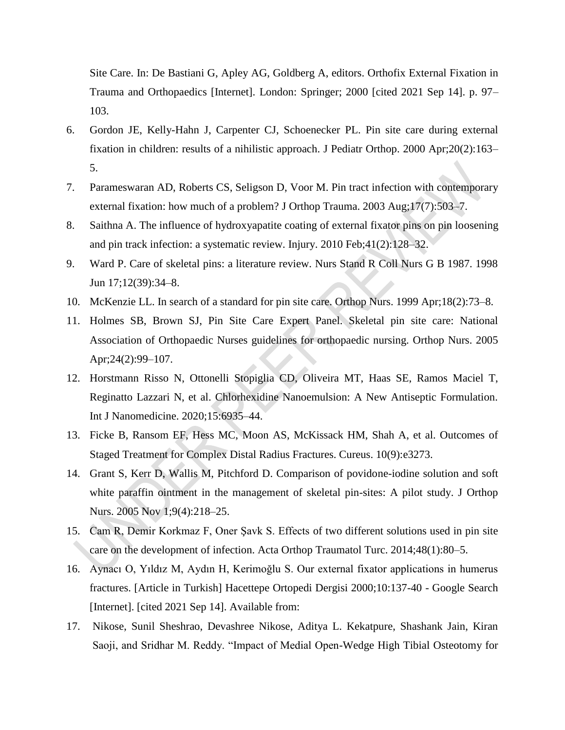Site Care. In: De Bastiani G, Apley AG, Goldberg A, editors. Orthofix External Fixation in Trauma and Orthopaedics [Internet]. London: Springer; 2000 [cited 2021 Sep 14]. p. 97–103.

6. Gordon JE, Kelly-Hahn J, Carpenter CJ, Schoenecker PL. Pin site care during external fixation in children: results of a nihilistic approach. J Pediatr Orthop. 2000 Apr;20(2):163–5.
7. Parameswaran AD, Roberts CS, Seligson D, Voor M. Pin tract infection with contemporary external fixation: how much of a problem? J Orthop Trauma. 2003 Aug;17(7):503–7.
8. Saithna A. The influence of hydroxyapatite coating of external fixator pins on pin loosening and pin track infection: a systematic review. Injury. 2010 Feb;41(2):128–32.
9. Ward P. Care of skeletal pins: a literature review. Nurs Stand R Coll Nurs G B 1987. 1998 Jun 17;12(39):34–8.
10. McKenzie LL. In search of a standard for pin site care. Orthop Nurs. 1999 Apr;18(2):73–8.
11. Holmes SB, Brown SJ, Pin Site Care Expert Panel. Skeletal pin site care: National Association of Orthopaedic Nurses guidelines for orthopaedic nursing. Orthop Nurs. 2005 Apr;24(2):99–107.
12. Horstmann Risso N, Ottonelli Stopiglia CD, Oliveira MT, Haas SE, Ramos Maciel T, Reginatto Lazzari N, et al. Chlorhexidine Nanoemulsion: A New Antiseptic Formulation. Int J Nanomedicine. 2020;15:6935–44.
13. Ficke B, Ransom EF, Hess MC, Moon AS, McKissack HM, Shah A, et al. Outcomes of Staged Treatment for Complex Distal Radius Fractures. Cureus. 10(9):e3273.
14. Grant S, Kerr D, Wallis M, Pitchford D. Comparison of povidone-iodine solution and soft white paraffin ointment in the management of skeletal pin-sites: A pilot study. J Orthop Nurs. 2005 Nov 1;9(4):218–25.
15. Cam R, Demir Korkmaz F, Oner Şavk S. Effects of two different solutions used in pin site care on the development of infection. Acta Orthop Traumatol Turc. 2014;48(1):80–5.
16. Aynacı O, Yıldız M, Aydın H, Kerimoğlu S. Our external fixator applications in humerus fractures. [Article in Turkish] Hacettepe Ortopedi Dergisi 2000;10:137-40 - Google Search [Internet]. [cited 2021 Sep 14]. Available from:
17. Nikose, Sunil Sheshrao, Devashree Nikose, Aditya L. Kekatpure, Shashank Jain, Kiran Saoji, and Sridhar M. Reddy. "Impact of Medial Open-Wedge High Tibial Osteotomy for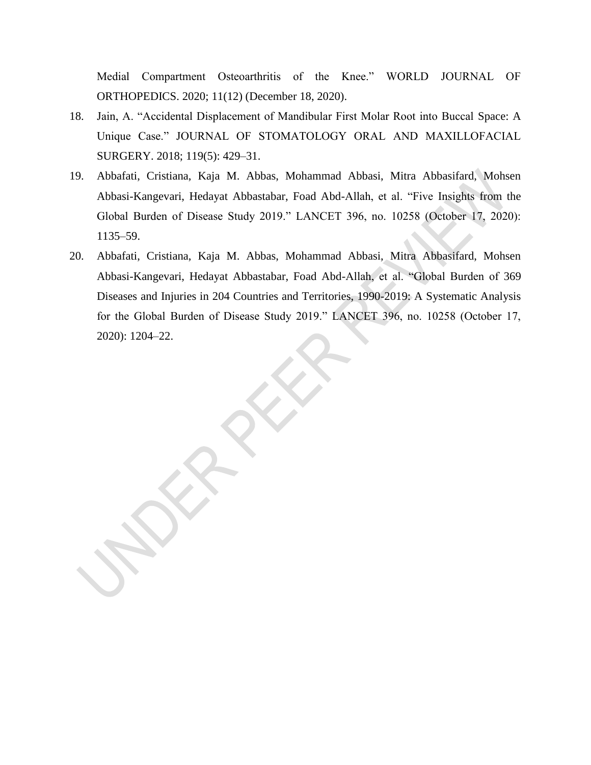Medial Compartment Osteoarthritis of the Knee." WORLD JOURNAL OF ORTHOPEDICS. 2020; 11(12) (December 18, 2020).

18. Jain, A. "Accidental Displacement of Mandibular First Molar Root into Buccal Space: A Unique Case." JOURNAL OF STOMATOLOGY ORAL AND MAXILLOFACIAL SURGERY. 2018; 119(5): 429–31.
19. Abbafati, Cristiana, Kaja M. Abbas, Mohammad Abbasi, Mitra Abbasifard, Mohsen Abbasi-Kangevari, Hedayat Abbastabar, Foad Abd-Allah, et al. "Five Insights from the Global Burden of Disease Study 2019." LANCET 396, no. 10258 (October 17, 2020): 1135–59.
20. Abbafati, Cristiana, Kaja M. Abbas, Mohammad Abbasi, Mitra Abbasifard, Mohsen Abbasi-Kangevari, Hedayat Abbastabar, Foad Abd-Allah, et al. "Global Burden of 369 Diseases and Injuries in 204 Countries and Territories, 1990-2019: A Systematic Analysis for the Global Burden of Disease Study 2019." LANCET 396, no. 10258 (October 17, 2020): 1204–22.